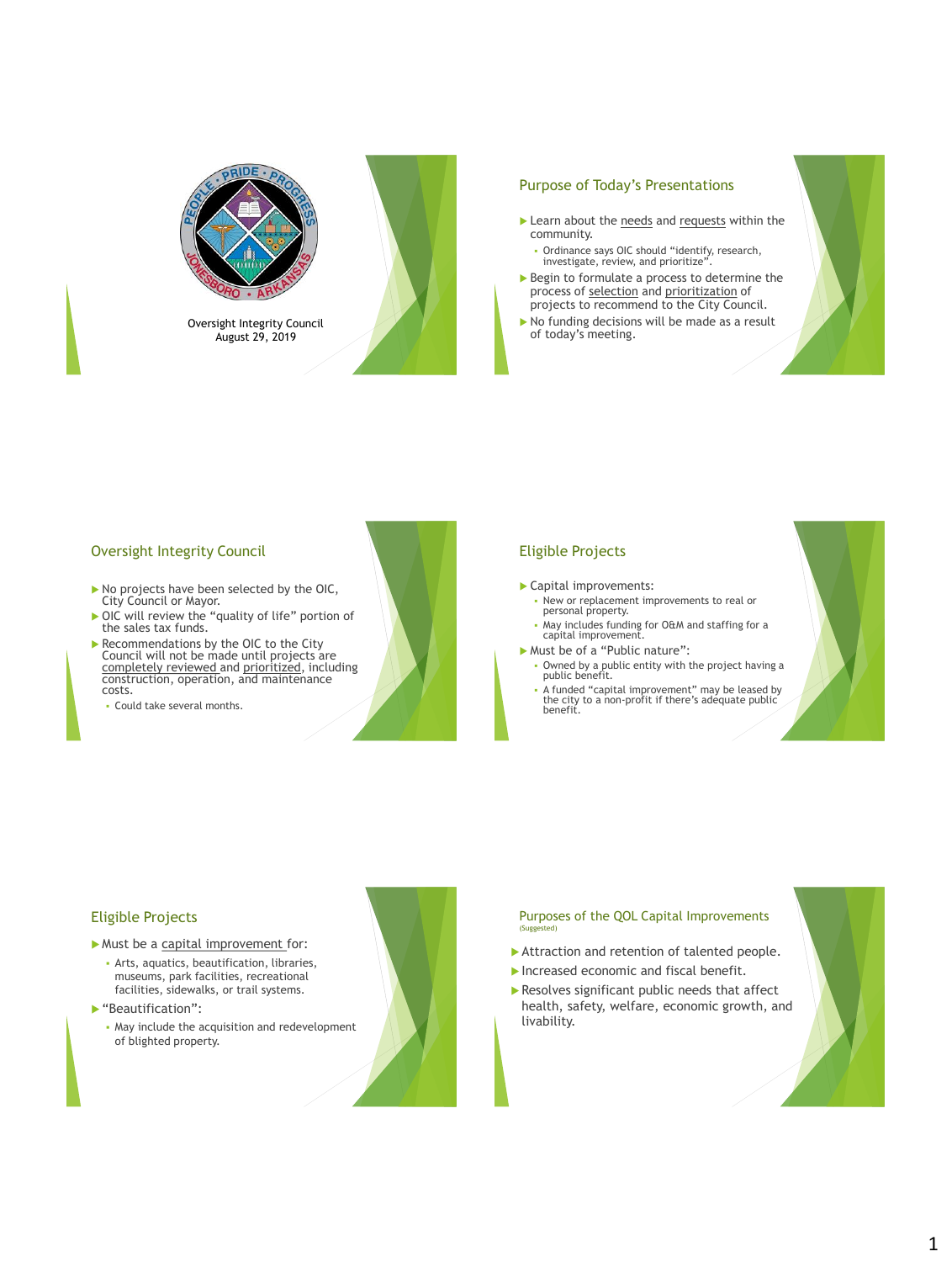PEOPLE • PRIDE • PROGRESS
JONESBORO • ARKANSAS

Oversight Integrity Council
August 29, 2019

## Purpose of Today's Presentations

- Learn about the needs and requests within the community.
  - Ordinance says OIC should "identify, research, investigate, review, and prioritize".
- Begin to formulate a process to determine the process of selection and prioritization of projects to recommend to the City Council.
- No funding decisions will be made as a result of today's meeting.

## Oversight Integrity Council

- No projects have been selected by the OIC, City Council or Mayor.
- OIC will review the "quality of life" portion of the sales tax funds.
- Recommendations by the OIC to the City Council will not be made until projects are completely reviewed and prioritized, including construction, operation, and maintenance costs.
  - Could take several months.

## Eligible Projects

- Capital improvements:
  - New or replacement improvements to real or personal property.
  - May includes funding for O&M and staffing for a capital improvement.
- Must be of a "Public nature":
  - Owned by a public entity with the project having a public benefit.
  - A funded "capital improvement" may be leased by the city to a non-profit if there's adequate public benefit.

## Eligible Projects

- Must be a capital improvement for:
  - Arts, aquatics, beautification, libraries, museums, park facilities, recreational facilities, sidewalks, or trail systems.
- "Beautification":
  - May include the acquisition and redevelopment of blighted property.

## Purposes of the QOL Capital Improvements

(Suggested)

- Attraction and retention of talented people.
- Increased economic and fiscal benefit.
- Resolves significant public needs that affect health, safety, welfare, economic growth, and livability.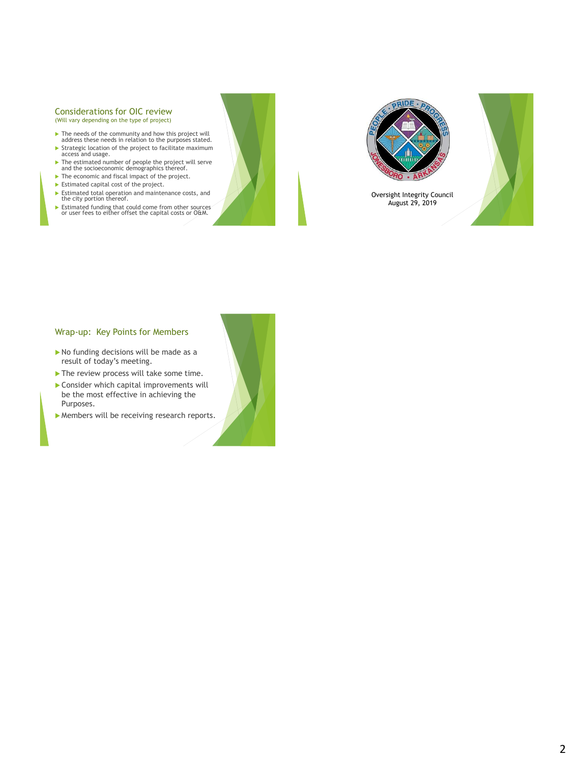## Considerations for OIC review

(Will vary depending on the type of project)

- The needs of the community and how this project will address these needs in relation to the purposes stated.
- Strategic location of the project to facilitate maximum access and usage.
- The estimated number of people the project will serve and the socioeconomic demographics thereof.
- The economic and fiscal impact of the project.
- Estimated capital cost of the project.
- Estimated total operation and maintenance costs, and the city portion thereof.
- Estimated funding that could come from other sources or user fees to either offset the capital costs or O&M.

PEOPLE • PRIDE • PROGRESS

JONESBORO • ARKANSAS

Oversight Integrity Council
August 29, 2019

## Wrap-up: Key Points for Members

- No funding decisions will be made as a result of today's meeting.
- The review process will take some time.
- Consider which capital improvements will be the most effective in achieving the Purposes.
- Members will be receiving research reports.